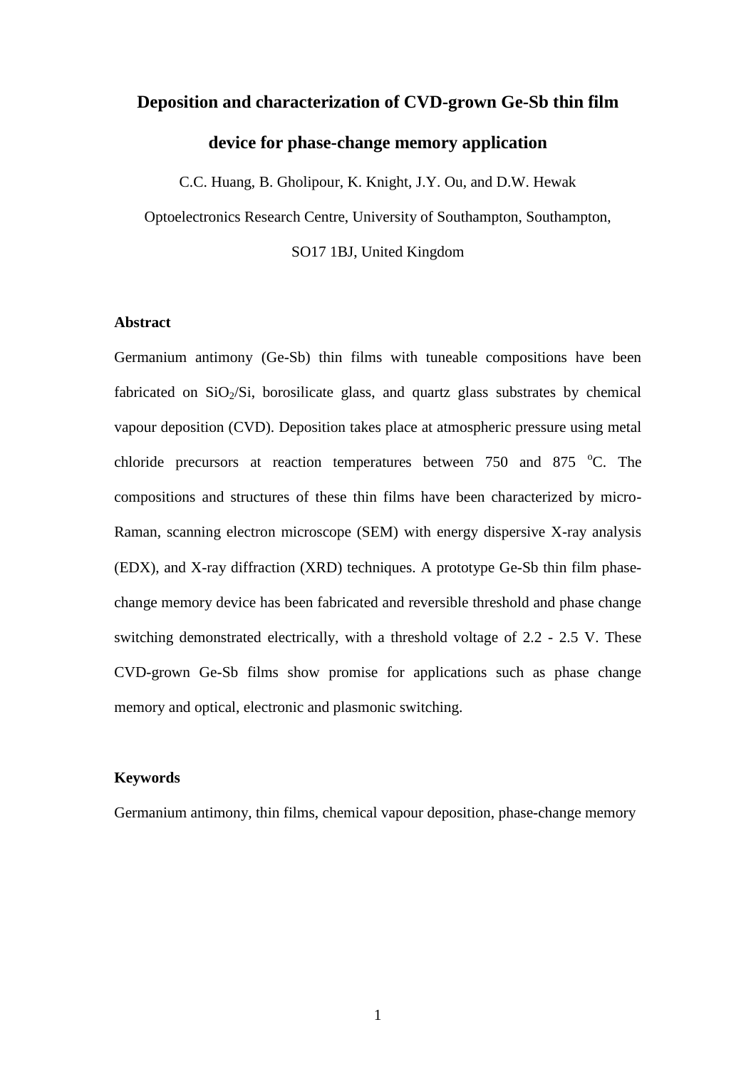# Deposition and characterization of CVD-grown Ge-Sb thin film device for phase-change memory application

C.C. Huang, B. Gholipour, K. Knight, J.Y. Ou, and D.W. Hewak

Optoelectronics Research Centre, University of Southampton, Southampton, SO17 1BJ, United Kingdom

## Abstract

Germanium antimony (Ge-Sb) thin films with tuneable compositions have been fabricated on $SiO_2$/Si, borosilicate glass, and quartz glass substrates by chemical vapour deposition (CVD). Deposition takes place at atmospheric pressure using metal chloride precursors at reaction temperatures between 750 and 875 $^{o}$C. The compositions and structures of these thin films have been characterized by micro-Raman, scanning electron microscope (SEM) with energy dispersive X-ray analysis (EDX), and X-ray diffraction (XRD) techniques. A prototype Ge-Sb thin film phase-change memory device has been fabricated and reversible threshold and phase change switching demonstrated electrically, with a threshold voltage of 2.2 - 2.5 V. These CVD-grown Ge-Sb films show promise for applications such as phase change memory and optical, electronic and plasmonic switching.

## Keywords

Germanium antimony, thin films, chemical vapour deposition, phase-change memory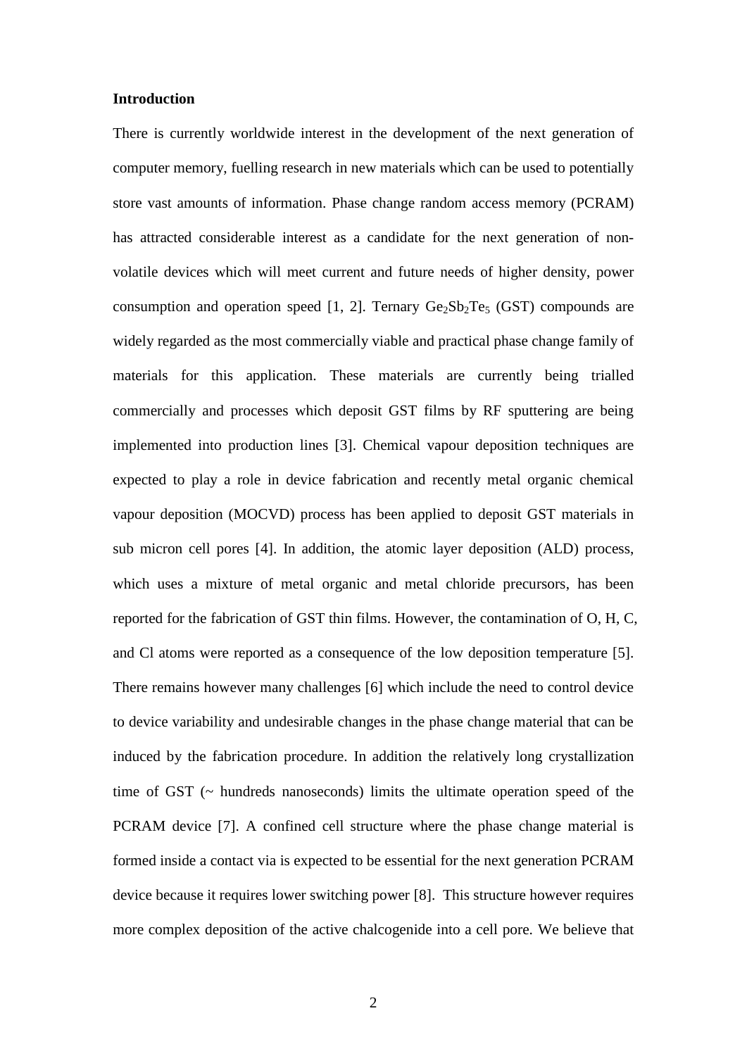**Introduction**

There is currently worldwide interest in the development of the next generation of computer memory, fuelling research in new materials which can be used to potentially store vast amounts of information. Phase change random access memory (PCRAM) has attracted considerable interest as a candidate for the next generation of non-volatile devices which will meet current and future needs of higher density, power consumption and operation speed [1, 2]. Ternary $Ge_2Sb_2Te_5$ (GST) compounds are widely regarded as the most commercially viable and practical phase change family of materials for this application. These materials are currently being trialled commercially and processes which deposit GST films by RF sputtering are being implemented into production lines [3]. Chemical vapour deposition techniques are expected to play a role in device fabrication and recently metal organic chemical vapour deposition (MOCVD) process has been applied to deposit GST materials in sub micron cell pores [4]. In addition, the atomic layer deposition (ALD) process, which uses a mixture of metal organic and metal chloride precursors, has been reported for the fabrication of GST thin films. However, the contamination of O, H, C, and Cl atoms were reported as a consequence of the low deposition temperature [5]. There remains however many challenges [6] which include the need to control device to device variability and undesirable changes in the phase change material that can be induced by the fabrication procedure. In addition the relatively long crystallization time of GST (~ hundreds nanoseconds) limits the ultimate operation speed of the PCRAM device [7]. A confined cell structure where the phase change material is formed inside a contact via is expected to be essential for the next generation PCRAM device because it requires lower switching power [8]. This structure however requires more complex deposition of the active chalcogenide into a cell pore. We believe that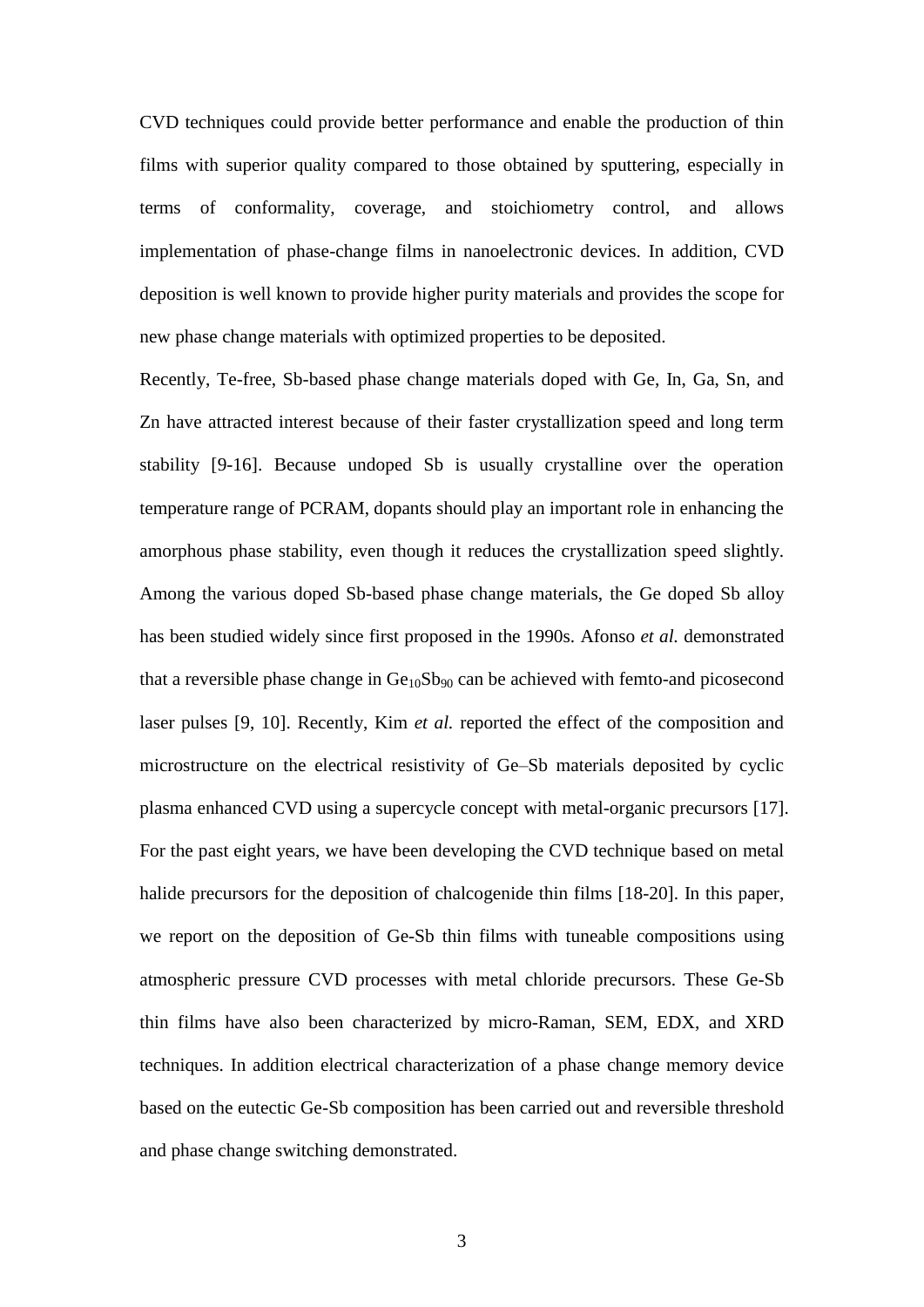CVD techniques could provide better performance and enable the production of thin films with superior quality compared to those obtained by sputtering, especially in terms of conformality, coverage, and stoichiometry control, and allows implementation of phase-change films in nanoelectronic devices. In addition, CVD deposition is well known to provide higher purity materials and provides the scope for new phase change materials with optimized properties to be deposited.

Recently, Te-free, Sb-based phase change materials doped with Ge, In, Ga, Sn, and Zn have attracted interest because of their faster crystallization speed and long term stability [9-16]. Because undoped Sb is usually crystalline over the operation temperature range of PCRAM, dopants should play an important role in enhancing the amorphous phase stability, even though it reduces the crystallization speed slightly. Among the various doped Sb-based phase change materials, the Ge doped Sb alloy has been studied widely since first proposed in the 1990s. Afonso *et al.* demonstrated that a reversible phase change in $Ge_{10}Sb_{90}$ can be achieved with femto-and picosecond laser pulses [9, 10]. Recently, Kim *et al.* reported the effect of the composition and microstructure on the electrical resistivity of Ge–Sb materials deposited by cyclic plasma enhanced CVD using a supercycle concept with metal-organic precursors [17]. For the past eight years, we have been developing the CVD technique based on metal halide precursors for the deposition of chalcogenide thin films [18-20]. In this paper, we report on the deposition of Ge-Sb thin films with tuneable compositions using atmospheric pressure CVD processes with metal chloride precursors. These Ge-Sb thin films have also been characterized by micro-Raman, SEM, EDX, and XRD techniques. In addition electrical characterization of a phase change memory device based on the eutectic Ge-Sb composition has been carried out and reversible threshold and phase change switching demonstrated.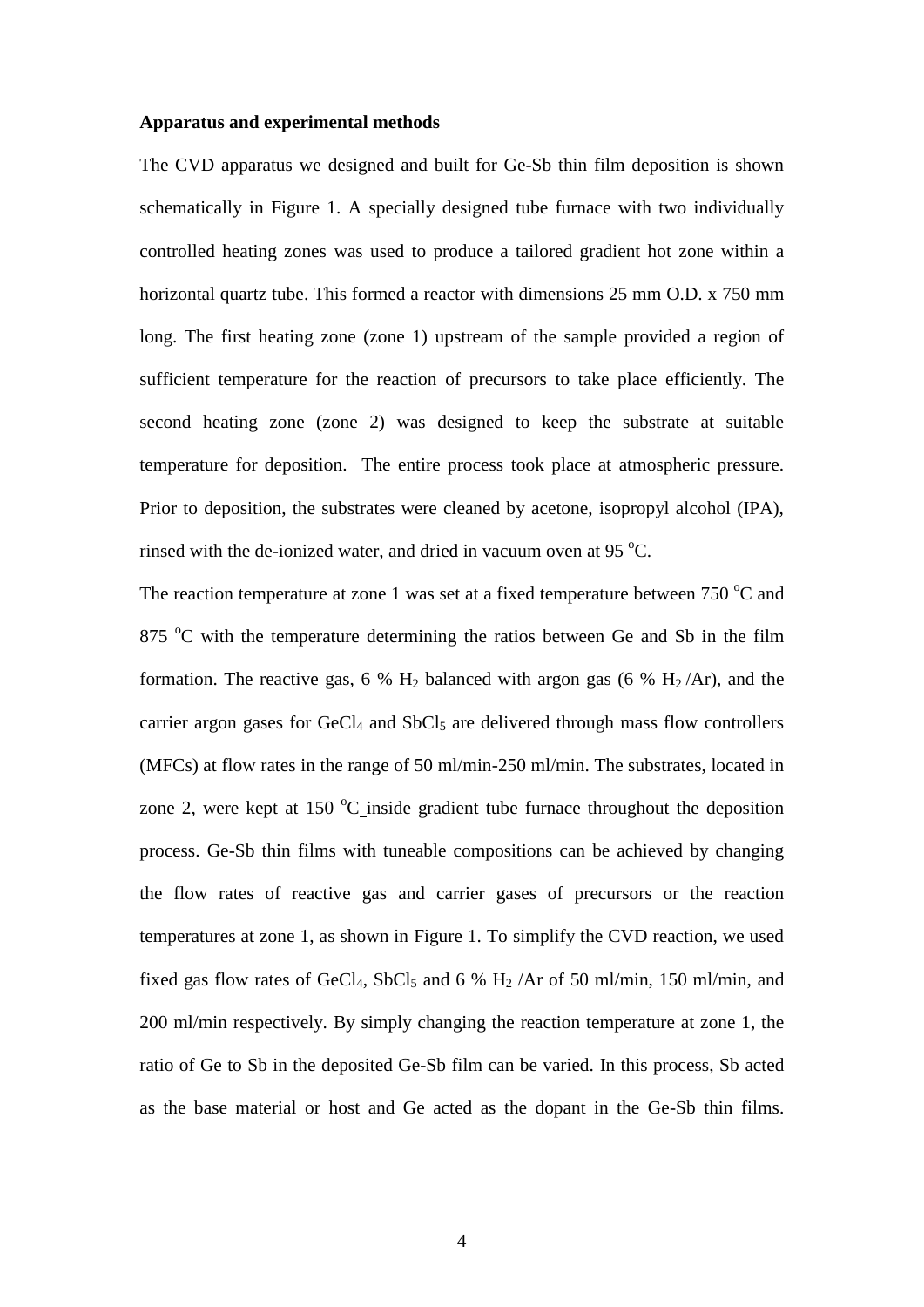**Apparatus and experimental methods**

The CVD apparatus we designed and built for Ge-Sb thin film deposition is shown schematically in Figure 1. A specially designed tube furnace with two individually controlled heating zones was used to produce a tailored gradient hot zone within a horizontal quartz tube. This formed a reactor with dimensions 25 mm O.D. x 750 mm long. The first heating zone (zone 1) upstream of the sample provided a region of sufficient temperature for the reaction of precursors to take place efficiently. The second heating zone (zone 2) was designed to keep the substrate at suitable temperature for deposition. The entire process took place at atmospheric pressure. Prior to deposition, the substrates were cleaned by acetone, isopropyl alcohol (IPA), rinsed with the de-ionized water, and dried in vacuum oven at 95 $^{o}$C.

The reaction temperature at zone 1 was set at a fixed temperature between 750 $^{o}$C and 875 $^{o}$C with the temperature determining the ratios between Ge and Sb in the film formation. The reactive gas, 6 % $H_2$ balanced with argon gas (6 % $H_2$ /Ar), and the carrier argon gases for $GeCl_4$ and $SbCl_5$ are delivered through mass flow controllers (MFCs) at flow rates in the range of 50 ml/min-250 ml/min. The substrates, located in zone 2, were kept at 150 $^{o}$C inside gradient tube furnace throughout the deposition process. Ge-Sb thin films with tuneable compositions can be achieved by changing the flow rates of reactive gas and carrier gases of precursors or the reaction temperatures at zone 1, as shown in Figure 1. To simplify the CVD reaction, we used fixed gas flow rates of $GeCl_4$, $SbCl_5$ and 6 % $H_2$ /Ar of 50 ml/min, 150 ml/min, and 200 ml/min respectively. By simply changing the reaction temperature at zone 1, the ratio of Ge to Sb in the deposited Ge-Sb film can be varied. In this process, Sb acted as the base material or host and Ge acted as the dopant in the Ge-Sb thin films.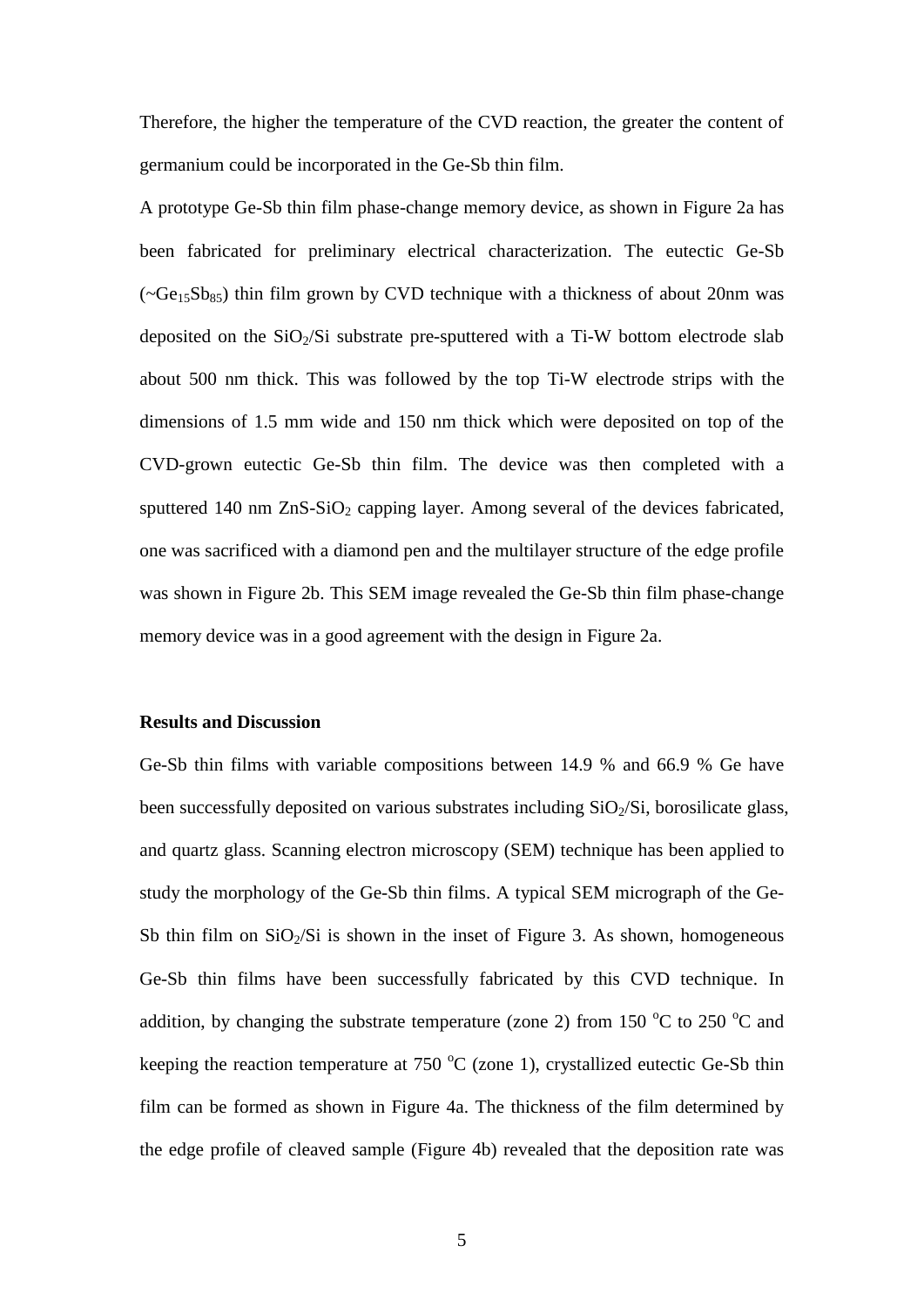Therefore, the higher the temperature of the CVD reaction, the greater the content of germanium could be incorporated in the Ge-Sb thin film.

A prototype Ge-Sb thin film phase-change memory device, as shown in Figure 2a has been fabricated for preliminary electrical characterization. The eutectic Ge-Sb (~$Ge_{15}Sb_{85}$) thin film grown by CVD technique with a thickness of about 20nm was deposited on the $SiO_2$/Si substrate pre-sputtered with a Ti-W bottom electrode slab about 500 nm thick. This was followed by the top Ti-W electrode strips with the dimensions of 1.5 mm wide and 150 nm thick which were deposited on top of the CVD-grown eutectic Ge-Sb thin film. The device was then completed with a sputtered 140 nm ZnS-$SiO_2$ capping layer. Among several of the devices fabricated, one was sacrificed with a diamond pen and the multilayer structure of the edge profile was shown in Figure 2b. This SEM image revealed the Ge-Sb thin film phase-change memory device was in a good agreement with the design in Figure 2a.

## Results and Discussion

Ge-Sb thin films with variable compositions between 14.9 % and 66.9 % Ge have been successfully deposited on various substrates including $SiO_2$/Si, borosilicate glass, and quartz glass. Scanning electron microscopy (SEM) technique has been applied to study the morphology of the Ge-Sb thin films. A typical SEM micrograph of the Ge-Sb thin film on $SiO_2$/Si is shown in the inset of Figure 3. As shown, homogeneous Ge-Sb thin films have been successfully fabricated by this CVD technique. In addition, by changing the substrate temperature (zone 2) from 150 $^oC$ to 250 $^oC$ and keeping the reaction temperature at 750 $^oC$ (zone 1), crystallized eutectic Ge-Sb thin film can be formed as shown in Figure 4a. The thickness of the film determined by the edge profile of cleaved sample (Figure 4b) revealed that the deposition rate was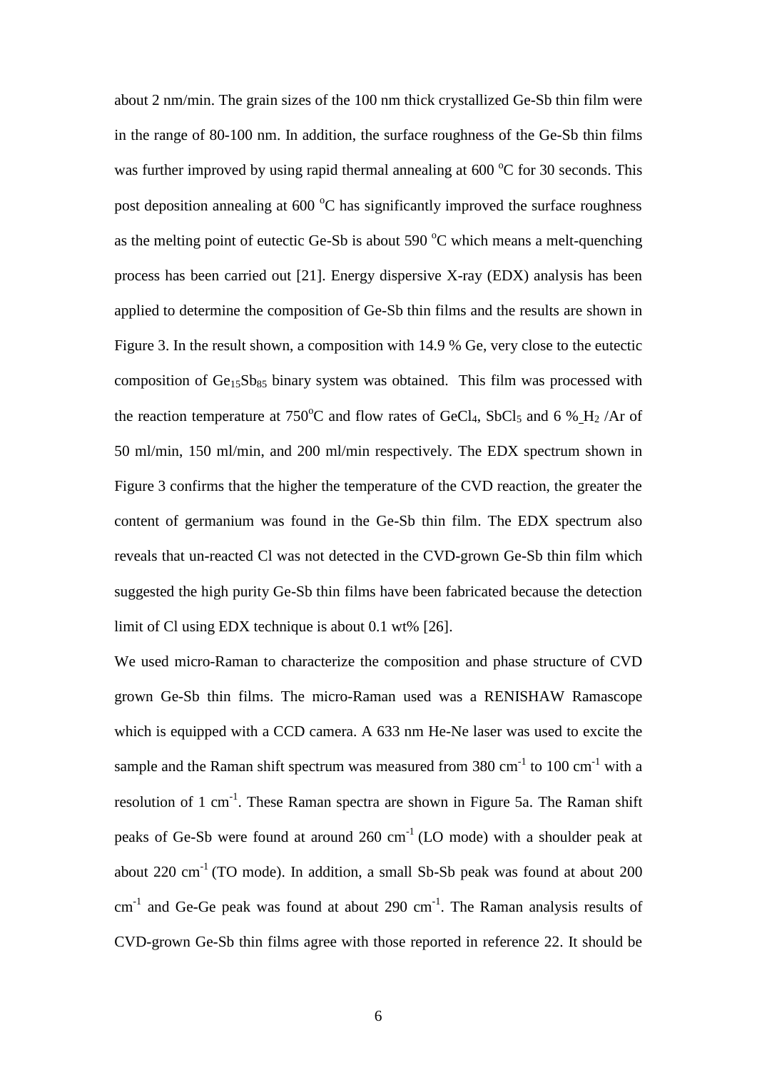about 2 nm/min. The grain sizes of the 100 nm thick crystallized Ge-Sb thin film were in the range of 80-100 nm. In addition, the surface roughness of the Ge-Sb thin films was further improved by using rapid thermal annealing at 600 $^{o}$C for 30 seconds. This post deposition annealing at 600 $^{o}$C has significantly improved the surface roughness as the melting point of eutectic Ge-Sb is about 590 $^{o}$C which means a melt-quenching process has been carried out [21]. Energy dispersive X-ray (EDX) analysis has been applied to determine the composition of Ge-Sb thin films and the results are shown in Figure 3. In the result shown, a composition with 14.9 % Ge, very close to the eutectic composition of $Ge_{15}Sb_{85}$ binary system was obtained. This film was processed with the reaction temperature at 750$^{o}$C and flow rates of $GeCl_4$, $SbCl_5$ and 6 % $H_2$ /Ar of 50 ml/min, 150 ml/min, and 200 ml/min respectively. The EDX spectrum shown in Figure 3 confirms that the higher the temperature of the CVD reaction, the greater the content of germanium was found in the Ge-Sb thin film. The EDX spectrum also reveals that un-reacted Cl was not detected in the CVD-grown Ge-Sb thin film which suggested the high purity Ge-Sb thin films have been fabricated because the detection limit of Cl using EDX technique is about 0.1 wt% [26].

We used micro-Raman to characterize the composition and phase structure of CVD grown Ge-Sb thin films. The micro-Raman used was a RENISHAW Ramascope which is equipped with a CCD camera. A 633 nm He-Ne laser was used to excite the sample and the Raman shift spectrum was measured from 380 cm$^{-1}$ to 100 cm$^{-1}$ with a resolution of 1 cm$^{-1}$. These Raman spectra are shown in Figure 5a. The Raman shift peaks of Ge-Sb were found at around 260 cm$^{-1}$ (LO mode) with a shoulder peak at about 220 cm$^{-1}$ (TO mode). In addition, a small Sb-Sb peak was found at about 200 cm$^{-1}$ and Ge-Ge peak was found at about 290 cm$^{-1}$. The Raman analysis results of CVD-grown Ge-Sb thin films agree with those reported in reference 22. It should be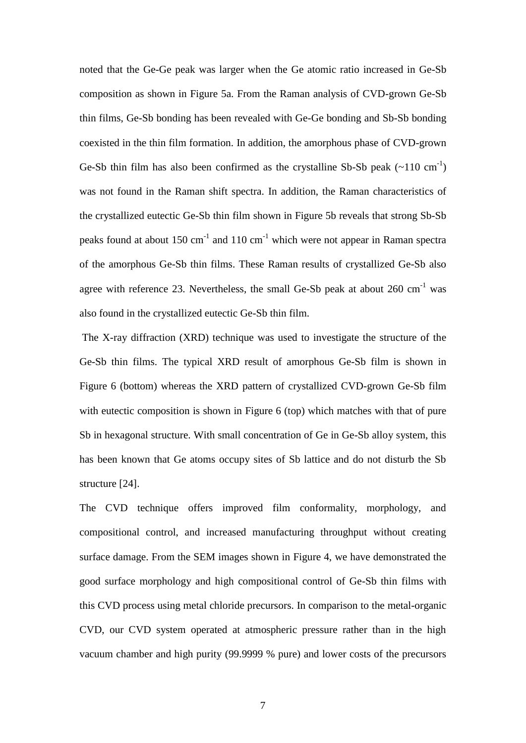noted that the Ge-Ge peak was larger when the Ge atomic ratio increased in Ge-Sb composition as shown in Figure 5a. From the Raman analysis of CVD-grown Ge-Sb thin films, Ge-Sb bonding has been revealed with Ge-Ge bonding and Sb-Sb bonding coexisted in the thin film formation. In addition, the amorphous phase of CVD-grown Ge-Sb thin film has also been confirmed as the crystalline Sb-Sb peak (~110 $cm^{-1}$) was not found in the Raman shift spectra. In addition, the Raman characteristics of the crystallized eutectic Ge-Sb thin film shown in Figure 5b reveals that strong Sb-Sb peaks found at about 150 $cm^{-1}$ and 110 $cm^{-1}$ which were not appear in Raman spectra of the amorphous Ge-Sb thin films. These Raman results of crystallized Ge-Sb also agree with reference 23. Nevertheless, the small Ge-Sb peak at about 260 $cm^{-1}$ was also found in the crystallized eutectic Ge-Sb thin film.

The X-ray diffraction (XRD) technique was used to investigate the structure of the Ge-Sb thin films. The typical XRD result of amorphous Ge-Sb film is shown in Figure 6 (bottom) whereas the XRD pattern of crystallized CVD-grown Ge-Sb film with eutectic composition is shown in Figure 6 (top) which matches with that of pure Sb in hexagonal structure. With small concentration of Ge in Ge-Sb alloy system, this has been known that Ge atoms occupy sites of Sb lattice and do not disturb the Sb structure [24].

The CVD technique offers improved film conformality, morphology, and compositional control, and increased manufacturing throughput without creating surface damage. From the SEM images shown in Figure 4, we have demonstrated the good surface morphology and high compositional control of Ge-Sb thin films with this CVD process using metal chloride precursors. In comparison to the metal-organic CVD, our CVD system operated at atmospheric pressure rather than in the high vacuum chamber and high purity (99.9999 % pure) and lower costs of the precursors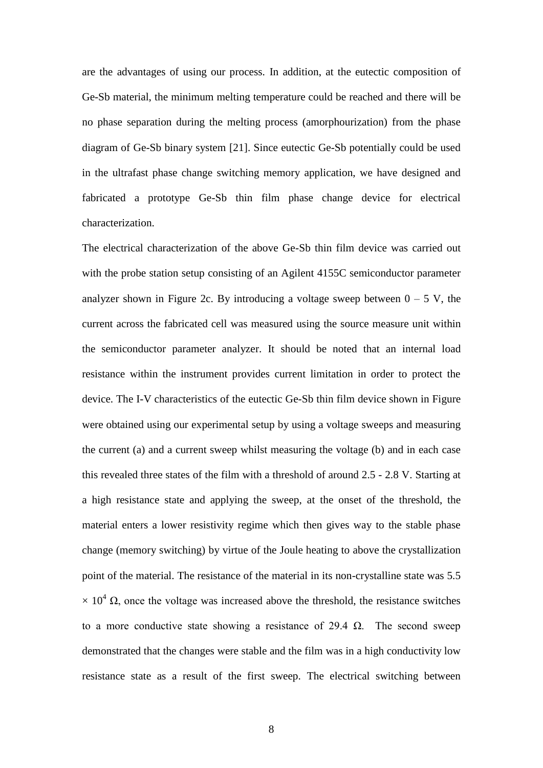are the advantages of using our process. In addition, at the eutectic composition of Ge-Sb material, the minimum melting temperature could be reached and there will be no phase separation during the melting process (amorphourization) from the phase diagram of Ge-Sb binary system [21]. Since eutectic Ge-Sb potentially could be used in the ultrafast phase change switching memory application, we have designed and fabricated a prototype Ge-Sb thin film phase change device for electrical characterization.

The electrical characterization of the above Ge-Sb thin film device was carried out with the probe station setup consisting of an Agilent 4155C semiconductor parameter analyzer shown in Figure 2c. By introducing a voltage sweep between 0 – 5 V, the current across the fabricated cell was measured using the source measure unit within the semiconductor parameter analyzer. It should be noted that an internal load resistance within the instrument provides current limitation in order to protect the device. The I-V characteristics of the eutectic Ge-Sb thin film device shown in Figure were obtained using our experimental setup by using a voltage sweeps and measuring the current (a) and a current sweep whilst measuring the voltage (b) and in each case this revealed three states of the film with a threshold of around 2.5 - 2.8 V. Starting at a high resistance state and applying the sweep, at the onset of the threshold, the material enters a lower resistivity regime which then gives way to the stable phase change (memory switching) by virtue of the Joule heating to above the crystallization point of the material. The resistance of the material in its non-crystalline state was $5.5 \times 10^4\ \Omega$, once the voltage was increased above the threshold, the resistance switches to a more conductive state showing a resistance of 29.4 Ω. The second sweep demonstrated that the changes were stable and the film was in a high conductivity low resistance state as a result of the first sweep. The electrical switching between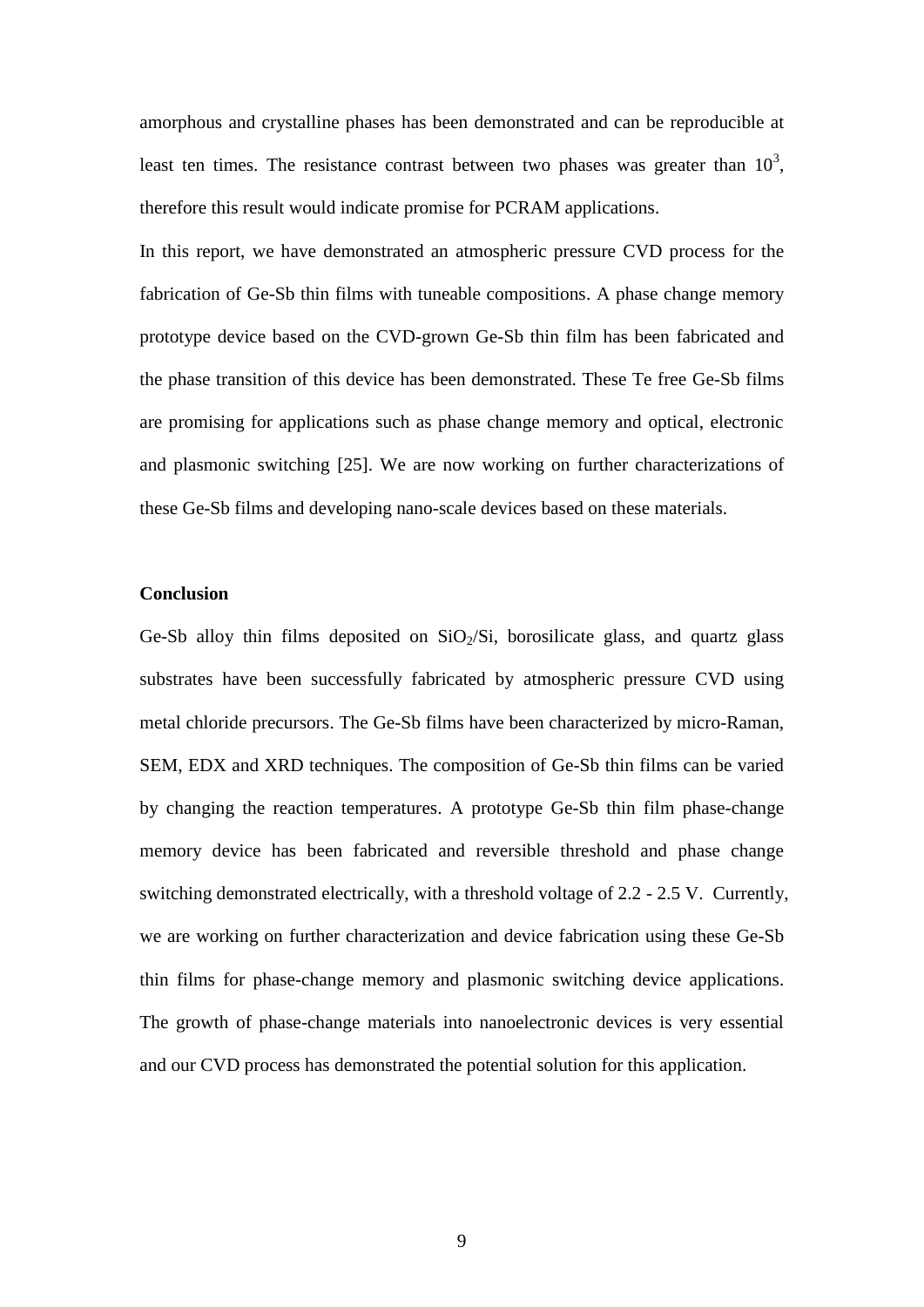amorphous and crystalline phases has been demonstrated and can be reproducible at least ten times. The resistance contrast between two phases was greater than $10^3$, therefore this result would indicate promise for PCRAM applications.

In this report, we have demonstrated an atmospheric pressure CVD process for the fabrication of Ge-Sb thin films with tuneable compositions. A phase change memory prototype device based on the CVD-grown Ge-Sb thin film has been fabricated and the phase transition of this device has been demonstrated. These Te free Ge-Sb films are promising for applications such as phase change memory and optical, electronic and plasmonic switching [25]. We are now working on further characterizations of these Ge-Sb films and developing nano-scale devices based on these materials.

## Conclusion

Ge-Sb alloy thin films deposited on $SiO_2$/Si, borosilicate glass, and quartz glass substrates have been successfully fabricated by atmospheric pressure CVD using metal chloride precursors. The Ge-Sb films have been characterized by micro-Raman, SEM, EDX and XRD techniques. The composition of Ge-Sb thin films can be varied by changing the reaction temperatures. A prototype Ge-Sb thin film phase-change memory device has been fabricated and reversible threshold and phase change switching demonstrated electrically, with a threshold voltage of 2.2 - 2.5 V. Currently, we are working on further characterization and device fabrication using these Ge-Sb thin films for phase-change memory and plasmonic switching device applications. The growth of phase-change materials into nanoelectronic devices is very essential and our CVD process has demonstrated the potential solution for this application.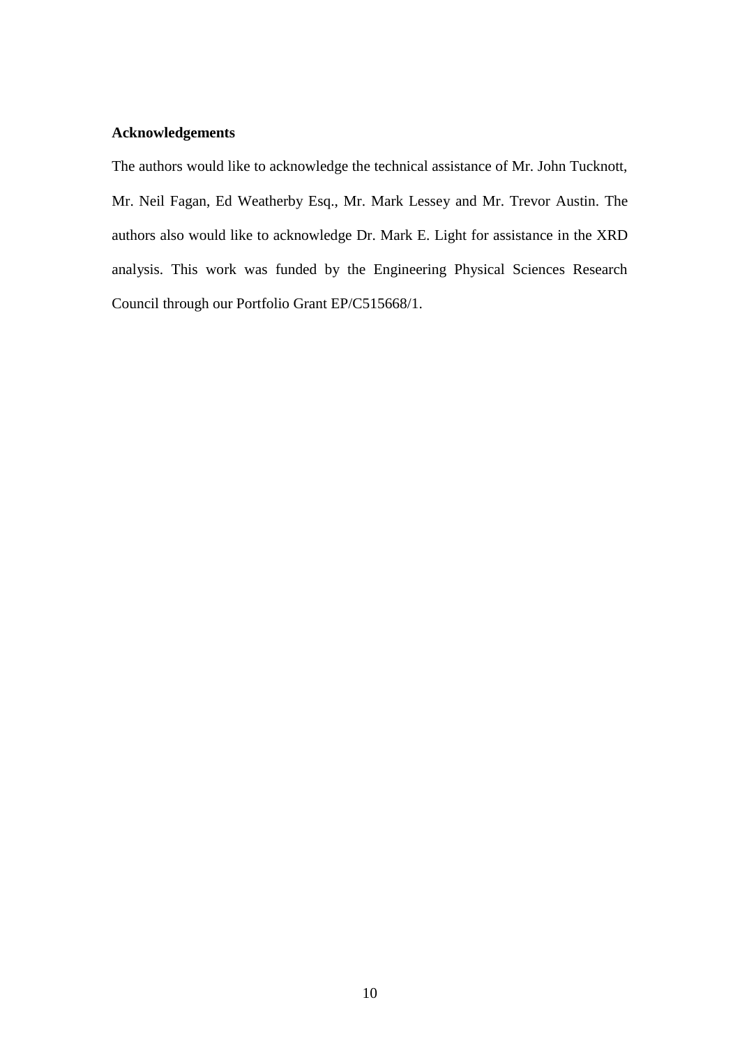**Acknowledgements**

The authors would like to acknowledge the technical assistance of Mr. John Tucknott, Mr. Neil Fagan, Ed Weatherby Esq., Mr. Mark Lessey and Mr. Trevor Austin. The authors also would like to acknowledge Dr. Mark E. Light for assistance in the XRD analysis. This work was funded by the Engineering Physical Sciences Research Council through our Portfolio Grant EP/C515668/1.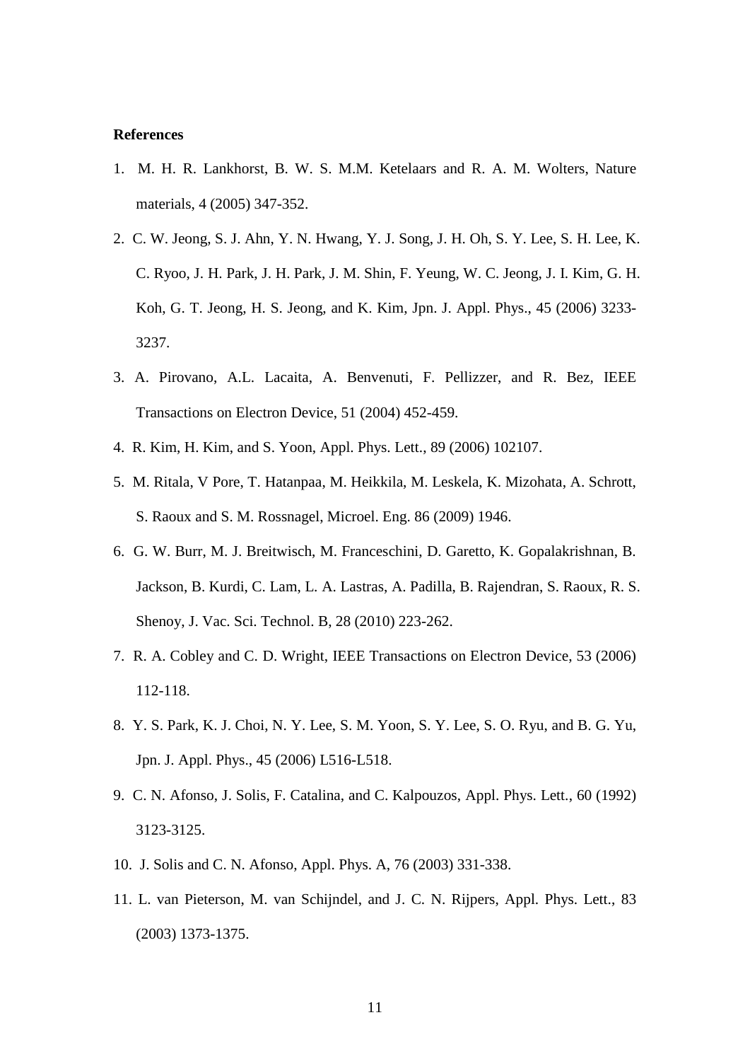**References**

1. M. H. R. Lankhorst, B. W. S. M.M. Ketelaars and R. A. M. Wolters, Nature materials, 4 (2005) 347-352.
2. C. W. Jeong, S. J. Ahn, Y. N. Hwang, Y. J. Song, J. H. Oh, S. Y. Lee, S. H. Lee, K. C. Ryoo, J. H. Park, J. H. Park, J. M. Shin, F. Yeung, W. C. Jeong, J. I. Kim, G. H. Koh, G. T. Jeong, H. S. Jeong, and K. Kim, Jpn. J. Appl. Phys., 45 (2006) 3233-3237.
3. A. Pirovano, A.L. Lacaita, A. Benvenuti, F. Pellizzer, and R. Bez, IEEE Transactions on Electron Device, 51 (2004) 452-459.
4. R. Kim, H. Kim, and S. Yoon, Appl. Phys. Lett., 89 (2006) 102107.
5. M. Ritala, V Pore, T. Hatanpaa, M. Heikkila, M. Leskela, K. Mizohata, A. Schrott, S. Raoux and S. M. Rossnagel, Microel. Eng. 86 (2009) 1946.
6. G. W. Burr, M. J. Breitwisch, M. Franceschini, D. Garetto, K. Gopalakrishnan, B. Jackson, B. Kurdi, C. Lam, L. A. Lastras, A. Padilla, B. Rajendran, S. Raoux, R. S. Shenoy, J. Vac. Sci. Technol. B, 28 (2010) 223-262.
7. R. A. Cobley and C. D. Wright, IEEE Transactions on Electron Device, 53 (2006) 112-118.
8. Y. S. Park, K. J. Choi, N. Y. Lee, S. M. Yoon, S. Y. Lee, S. O. Ryu, and B. G. Yu, Jpn. J. Appl. Phys., 45 (2006) L516-L518.
9. C. N. Afonso, J. Solis, F. Catalina, and C. Kalpouzos, Appl. Phys. Lett., 60 (1992) 3123-3125.
10. J. Solis and C. N. Afonso, Appl. Phys. A, 76 (2003) 331-338.
11. L. van Pieterson, M. van Schijndel, and J. C. N. Rijpers, Appl. Phys. Lett., 83 (2003) 1373-1375.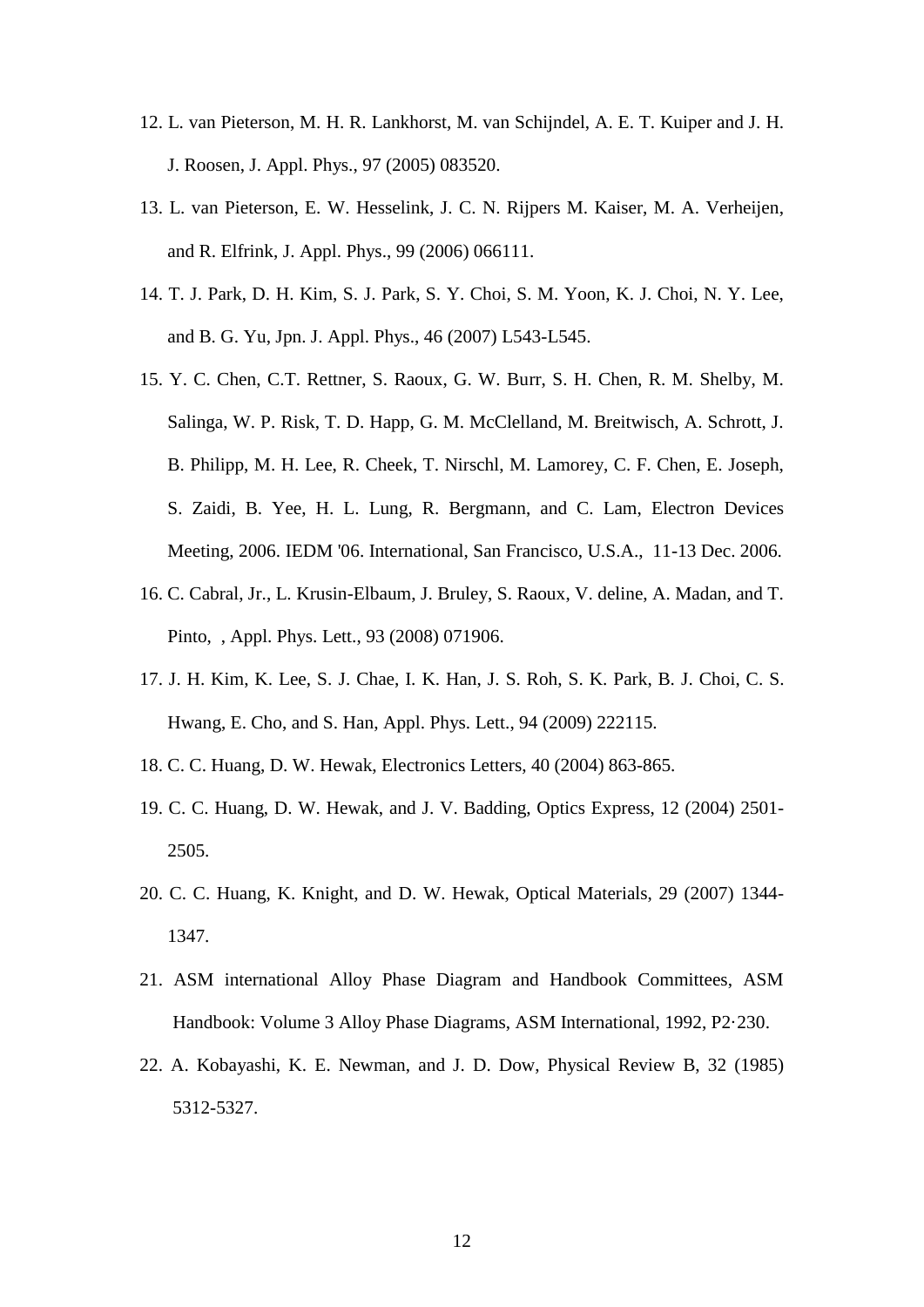12. L. van Pieterson, M. H. R. Lankhorst, M. van Schijndel, A. E. T. Kuiper and J. H. J. Roosen, J. Appl. Phys., 97 (2005) 083520.
13. L. van Pieterson, E. W. Hesselink, J. C. N. Rijpers M. Kaiser, M. A. Verheijen, and R. Elfrink, J. Appl. Phys., 99 (2006) 066111.
14. T. J. Park, D. H. Kim, S. J. Park, S. Y. Choi, S. M. Yoon, K. J. Choi, N. Y. Lee, and B. G. Yu, Jpn. J. Appl. Phys., 46 (2007) L543-L545.
15. Y. C. Chen, C.T. Rettner, S. Raoux, G. W. Burr, S. H. Chen, R. M. Shelby, M. Salinga, W. P. Risk, T. D. Happ, G. M. McClelland, M. Breitwisch, A. Schrott, J. B. Philipp, M. H. Lee, R. Cheek, T. Nirschl, M. Lamorey, C. F. Chen, E. Joseph, S. Zaidi, B. Yee, H. L. Lung, R. Bergmann, and C. Lam, Electron Devices Meeting, 2006. IEDM '06. International, San Francisco, U.S.A., 11-13 Dec. 2006.
16. C. Cabral, Jr., L. Krusin-Elbaum, J. Bruley, S. Raoux, V. deline, A. Madan, and T. Pinto, , Appl. Phys. Lett., 93 (2008) 071906.
17. J. H. Kim, K. Lee, S. J. Chae, I. K. Han, J. S. Roh, S. K. Park, B. J. Choi, C. S. Hwang, E. Cho, and S. Han, Appl. Phys. Lett., 94 (2009) 222115.
18. C. C. Huang, D. W. Hewak, Electronics Letters, 40 (2004) 863-865.
19. C. C. Huang, D. W. Hewak, and J. V. Badding, Optics Express, 12 (2004) 2501-2505.
20. C. C. Huang, K. Knight, and D. W. Hewak, Optical Materials, 29 (2007) 1344-1347.
21. ASM international Alloy Phase Diagram and Handbook Committees, ASM Handbook: Volume 3 Alloy Phase Diagrams, ASM International, 1992, P2·230.
22. A. Kobayashi, K. E. Newman, and J. D. Dow, Physical Review B, 32 (1985) 5312-5327.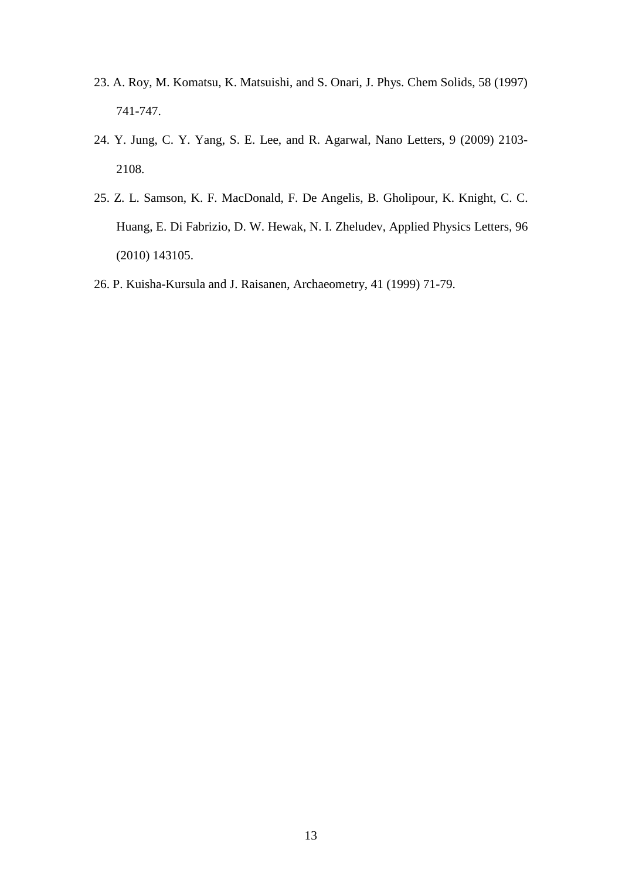23. A. Roy, M. Komatsu, K. Matsuishi, and S. Onari, J. Phys. Chem Solids, 58 (1997) 741-747.
24. Y. Jung, C. Y. Yang, S. E. Lee, and R. Agarwal, Nano Letters, 9 (2009) 2103-2108.
25. Z. L. Samson, K. F. MacDonald, F. De Angelis, B. Gholipour, K. Knight, C. C. Huang, E. Di Fabrizio, D. W. Hewak, N. I. Zheludev, Applied Physics Letters, 96 (2010) 143105.
26. P. Kuisha-Kursula and J. Raisanen, Archaeometry, 41 (1999) 71-79.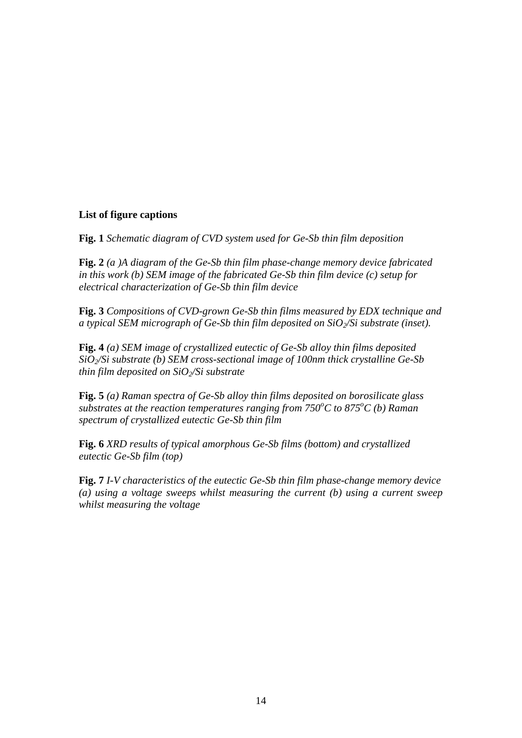**List of figure captions**

**Fig. 1** *Schematic diagram of CVD system used for Ge-Sb thin film deposition*

**Fig. 2** *(a )A diagram of the Ge-Sb thin film phase-change memory device fabricated in this work (b) SEM image of the fabricated Ge-Sb thin film device (c) setup for electrical characterization of Ge-Sb thin film device*

**Fig. 3** *Compositions of CVD-grown Ge-Sb thin films measured by EDX technique and a typical SEM micrograph of Ge-Sb thin film deposited on $SiO_2$/Si substrate (inset).*

**Fig. 4** *(a) SEM image of crystallized eutectic of Ge-Sb alloy thin films deposited $SiO_2$/Si substrate (b) SEM cross-sectional image of 100nm thick crystalline Ge-Sb thin film deposited on $SiO_2$/Si substrate*

**Fig. 5** *(a) Raman spectra of Ge-Sb alloy thin films deposited on borosilicate glass substrates at the reaction temperatures ranging from $750^oC$ to $875^oC$ (b) Raman spectrum of crystallized eutectic Ge-Sb thin film*

**Fig. 6** *XRD results of typical amorphous Ge-Sb films (bottom) and crystallized eutectic Ge-Sb film (top)*

**Fig. 7** *I-V characteristics of the eutectic Ge-Sb thin film phase-change memory device (a) using a voltage sweeps whilst measuring the current (b) using a current sweep whilst measuring the voltage*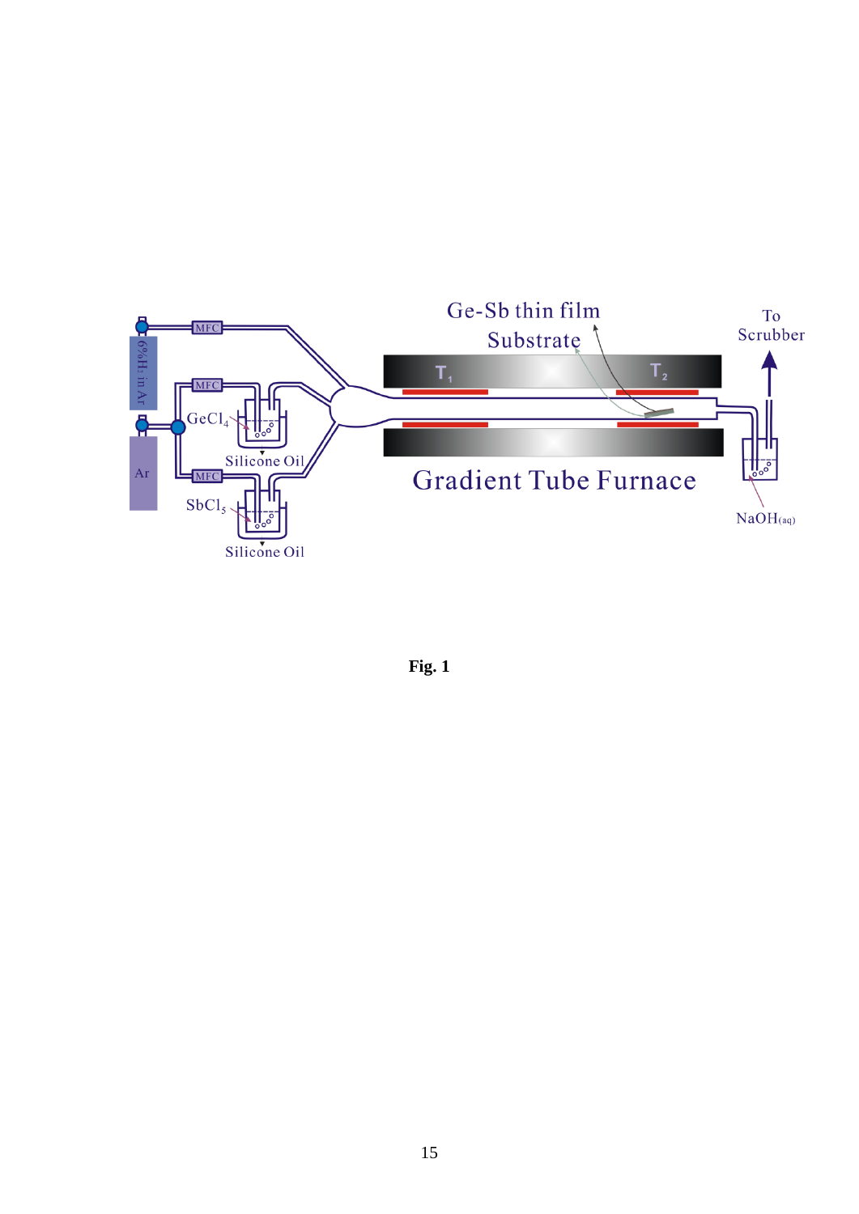**Fig. 1**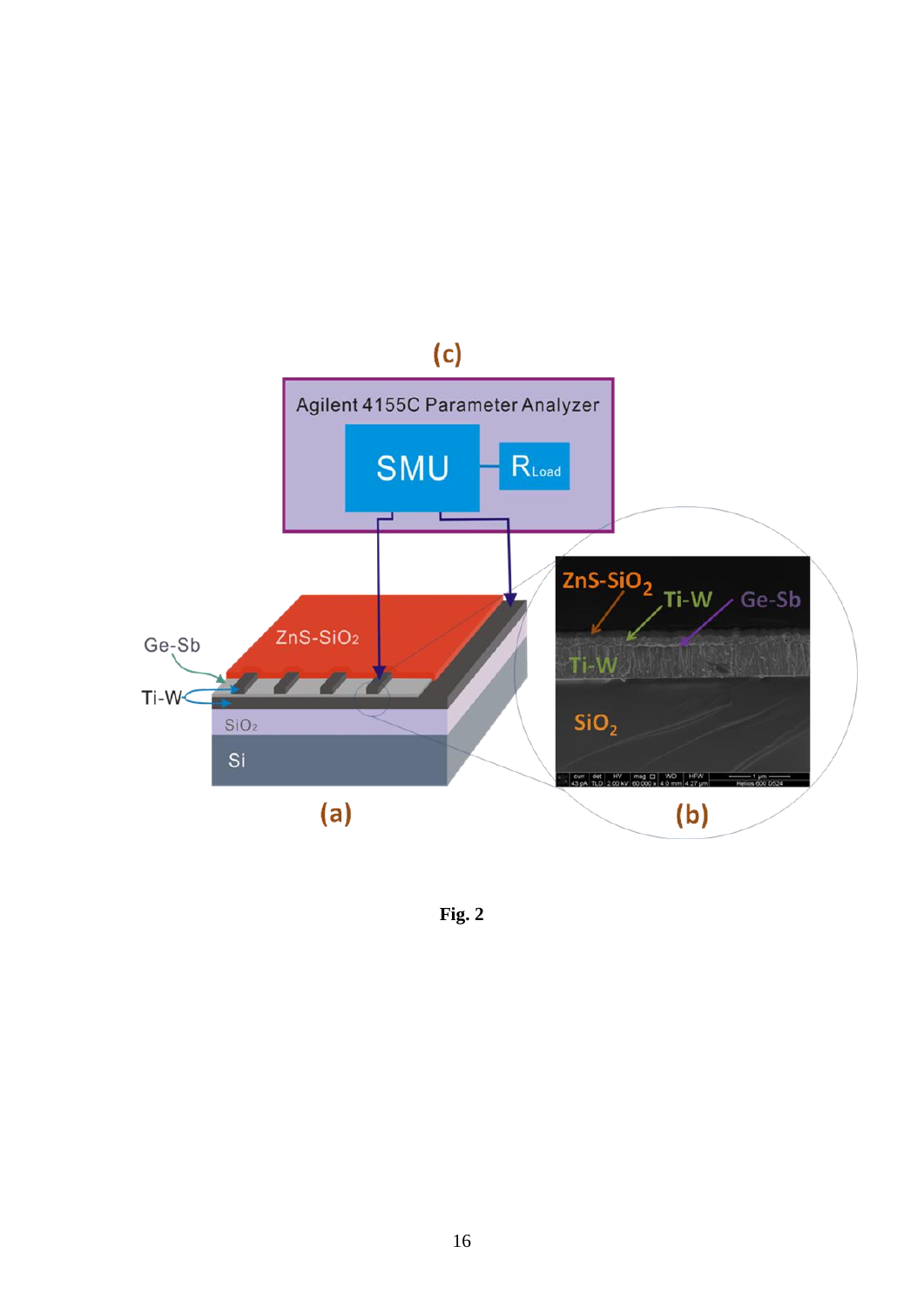**Fig. 2**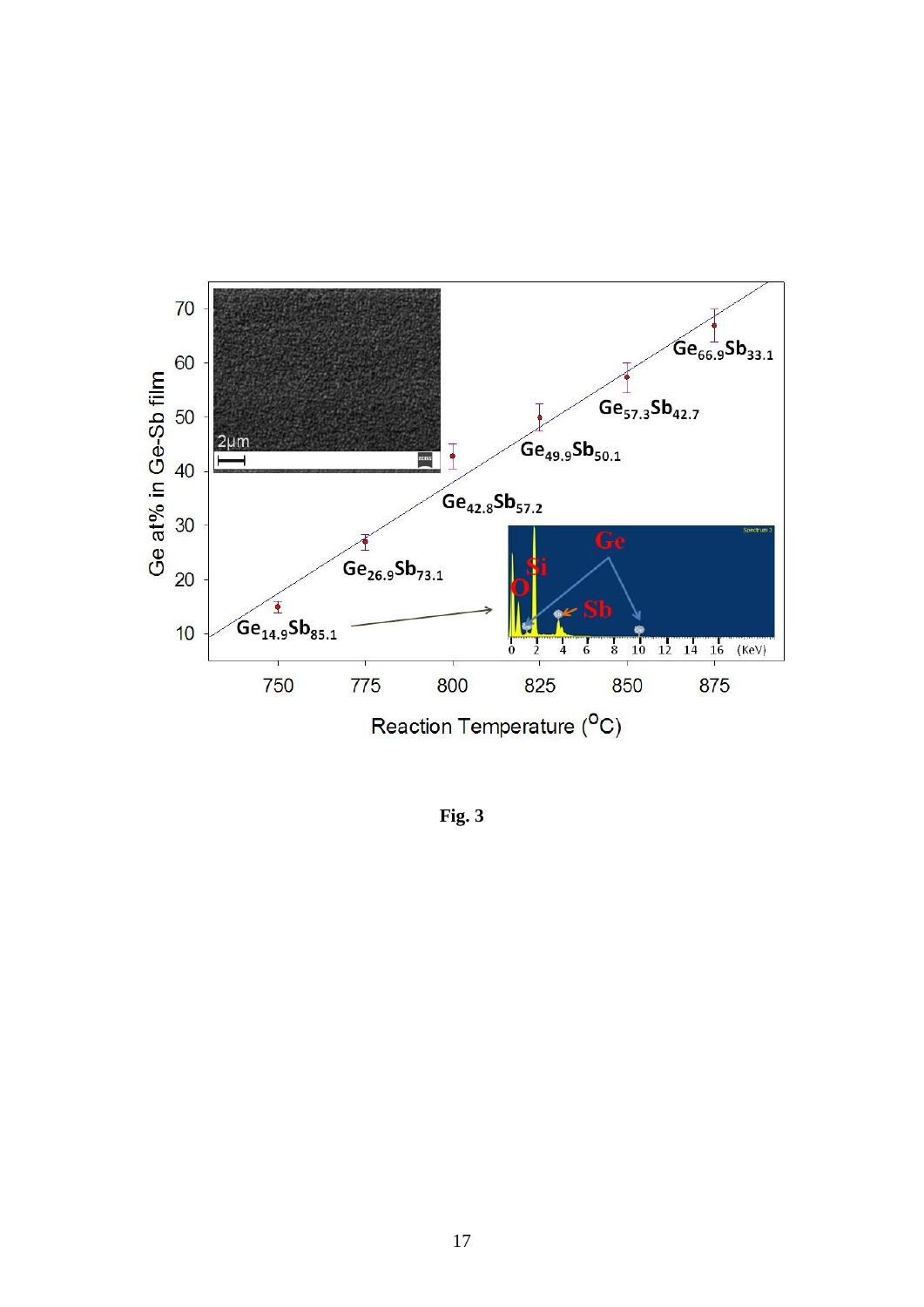**Fig. 3**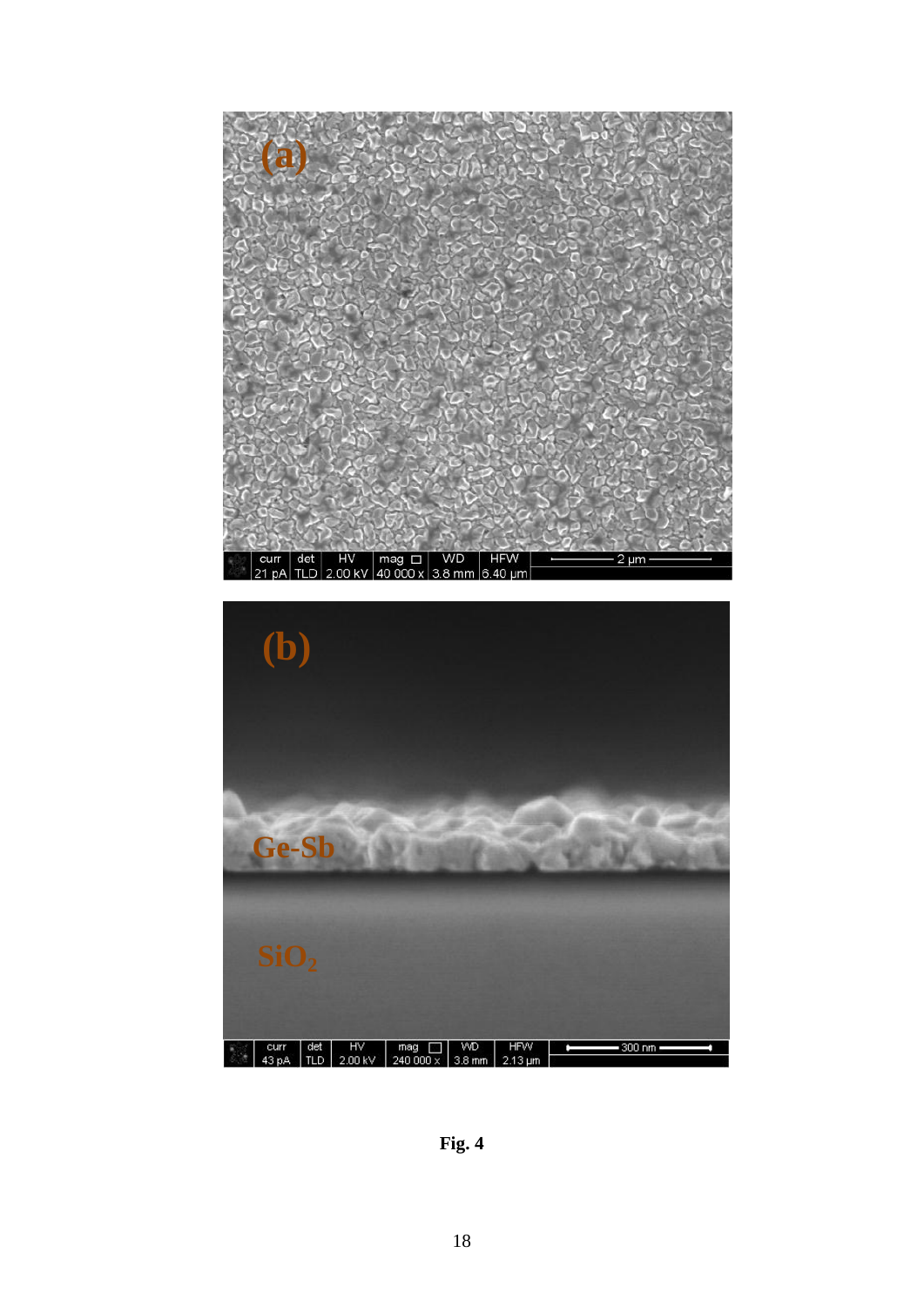**Fig. 4**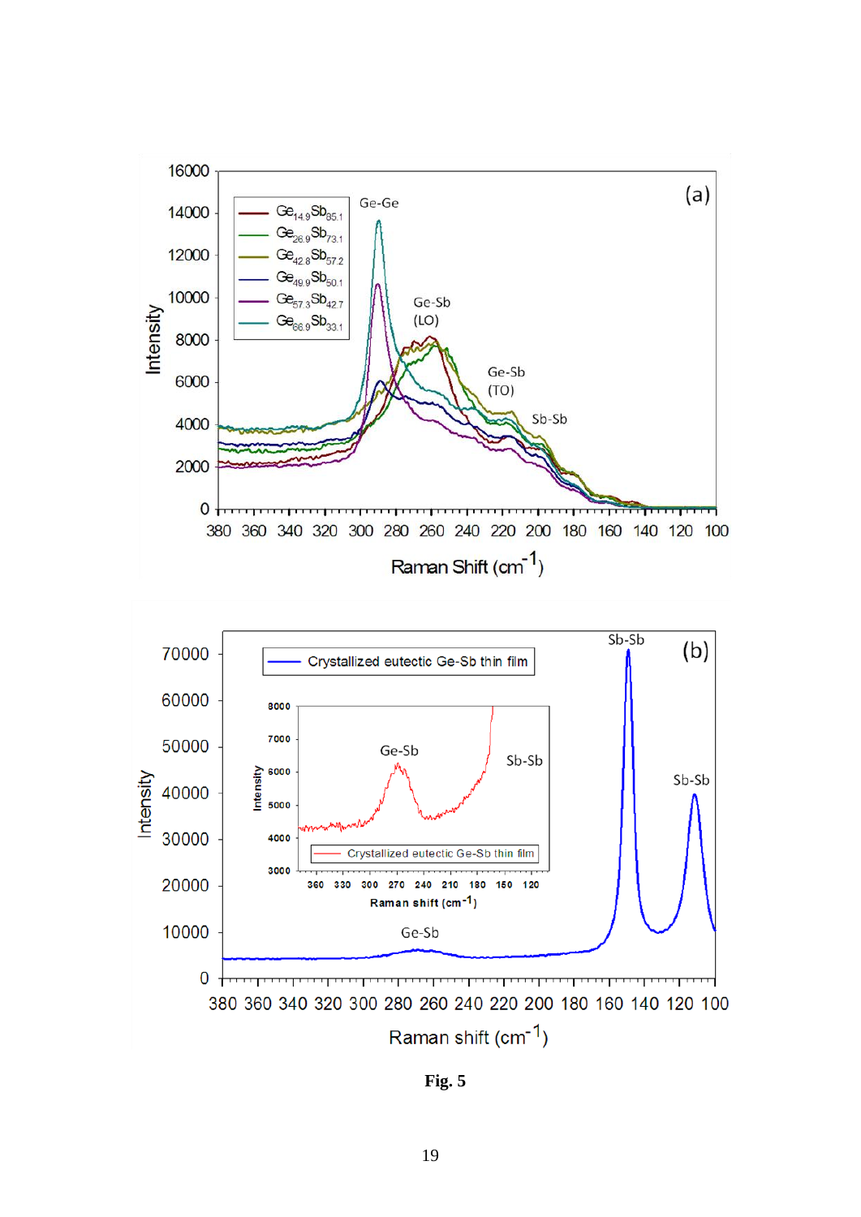**Fig. 5**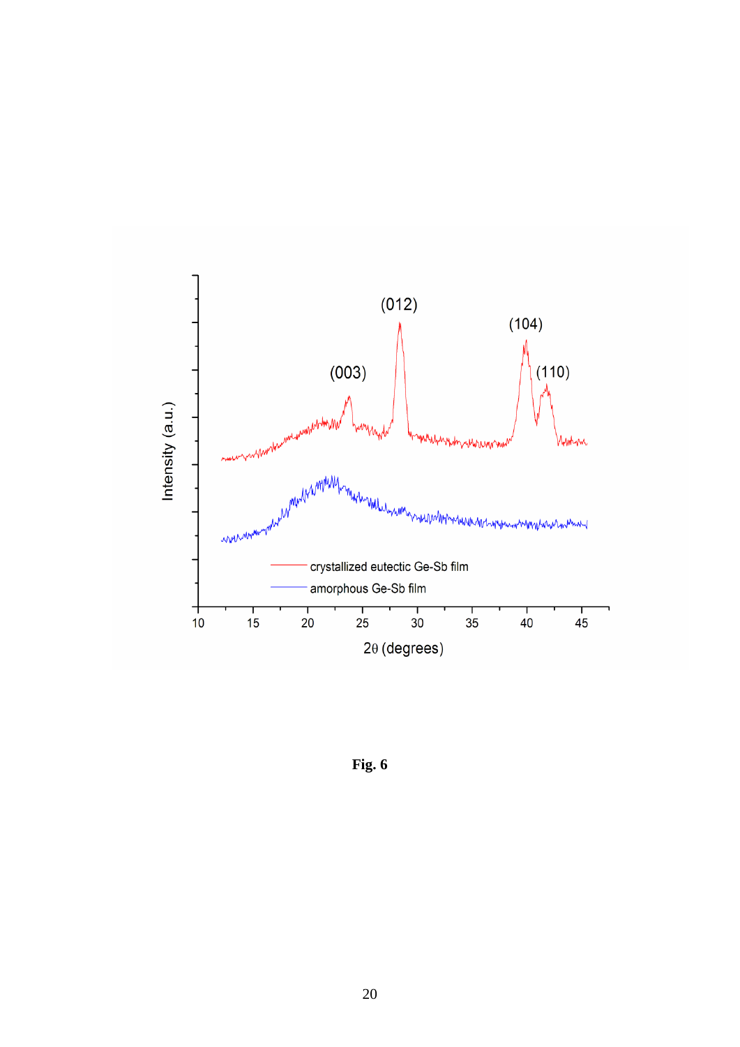**Fig. 6**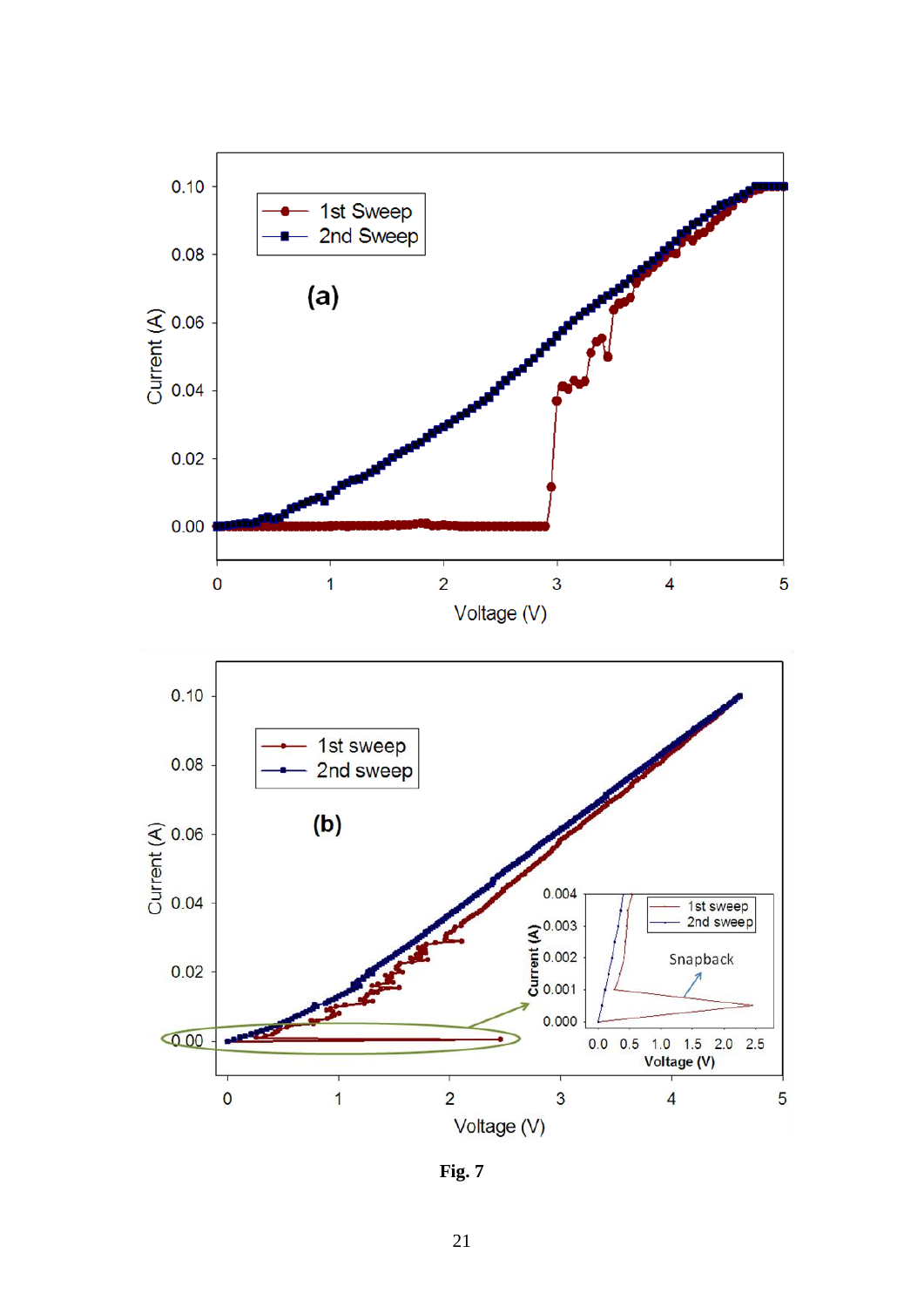0.10
0.08
0.06
0.04
0.02
0.00
Current (A)
1st Sweep
2nd Sweep
(a)
0 1 2 3 4 5
Voltage (V)

0.10
0.08
0.06
0.04
0.02
0.00
Current (A)
1st sweep
2nd sweep
(b)
0 1 2 3 4 5
Voltage (V)

0.004
0.003
0.002
0.001
0.000
Current (A)
1st sweep
2nd sweep
Snapback
0.0 0.5 1.0 1.5 2.0 2.5
Voltage (V)

**Fig. 7**